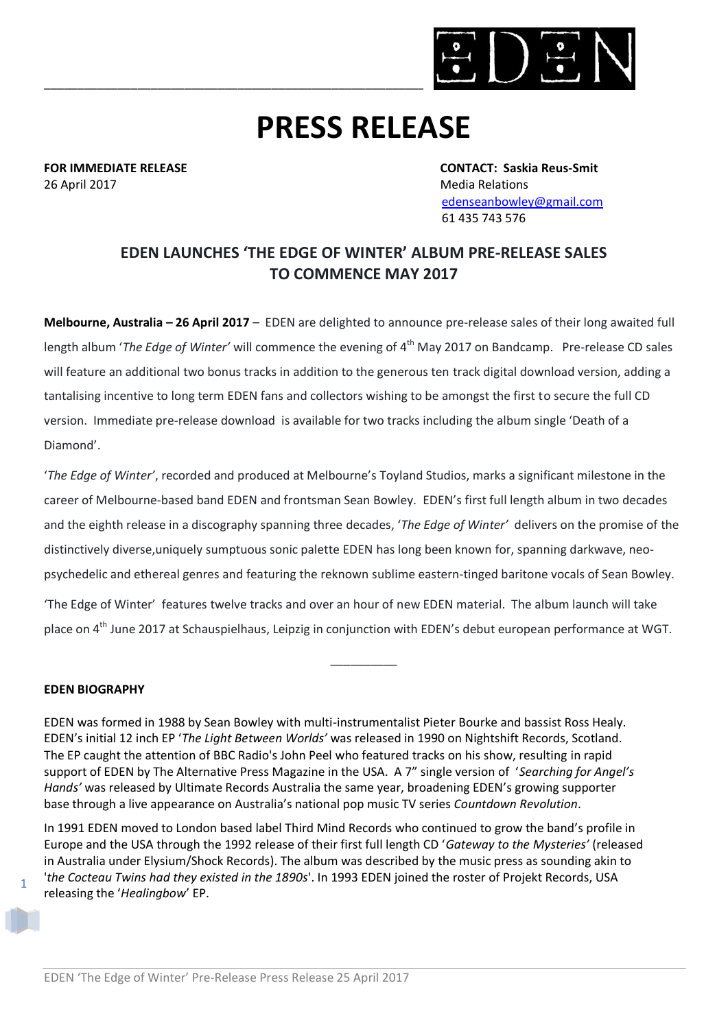# PRESS RELEASE

**FOR IMMEDIATE RELEASE**
26 April 2017

**CONTACT: Saskia Reus-Smit**
Media Relations
edenseanbowley@gmail.com
61 435 743 576

## EDEN LAUNCHES 'THE EDGE OF WINTER' ALBUM PRE-RELEASE SALES TO COMMENCE MAY 2017

**Melbourne, Australia – 26 April 2017** – EDEN are delighted to announce pre-release sales of their long awaited full length album '*The Edge of Winter'* will commence the evening of 4th May 2017 on Bandcamp. Pre-release CD sales will feature an additional two bonus tracks in addition to the generous ten track digital download version, adding a tantalising incentive to long term EDEN fans and collectors wishing to be amongst the first to secure the full CD version. Immediate pre-release download is available for two tracks including the album single 'Death of a Diamond'.

'*The Edge of Winter'*, recorded and produced at Melbourne's Toyland Studios, marks a significant milestone in the career of Melbourne-based band EDEN and frontsman Sean Bowley. EDEN's first full length album in two decades and the eighth release in a discography spanning three decades, '*The Edge of Winter'* delivers on the promise of the distinctively diverse,uniquely sumptuous sonic palette EDEN has long been known for, spanning darkwave, neo-psychedelic and ethereal genres and featuring the reknown sublime eastern-tinged baritone vocals of Sean Bowley.

'The Edge of Winter' features twelve tracks and over an hour of new EDEN material. The album launch will take place on 4th June 2017 at Schauspielhaus, Leipzig in conjunction with EDEN's debut european performance at WGT.

---

**EDEN BIOGRAPHY**

EDEN was formed in 1988 by Sean Bowley with multi-instrumentalist Pieter Bourke and bassist Ross Healy. EDEN's initial 12 inch EP '*The Light Between Worlds'* was released in 1990 on Nightshift Records, Scotland. The EP caught the attention of BBC Radio's John Peel who featured tracks on his show, resulting in rapid support of EDEN by The Alternative Press Magazine in the USA. A 7" single version of '*Searching for Angel's Hands'* was released by Ultimate Records Australia the same year, broadening EDEN's growing supporter base through a live appearance on Australia's national pop music TV series *Countdown Revolution*.

In 1991 EDEN moved to London based label Third Mind Records who continued to grow the band's profile in Europe and the USA through the 1992 release of their first full length CD '*Gateway to the Mysteries'* (released in Australia under Elysium/Shock Records). The album was described by the music press as sounding akin to '*the Cocteau Twins had they existed in the 1890s*'. In 1993 EDEN joined the roster of Projekt Records, USA releasing the '*Healingbow*' EP.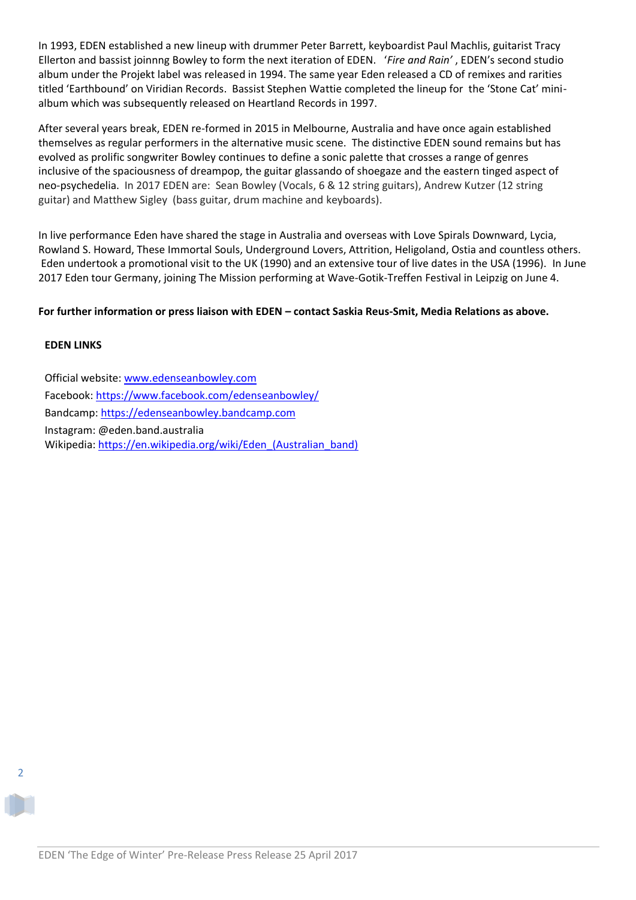In 1993, EDEN established a new lineup with drummer Peter Barrett, keyboardist Paul Machlis, guitarist Tracy Ellerton and bassist joinnng Bowley to form the next iteration of EDEN. '*Fire and Rain'* , EDEN's second studio album under the Projekt label was released in 1994. The same year Eden released a CD of remixes and rarities titled 'Earthbound' on Viridian Records. Bassist Stephen Wattie completed the lineup for the 'Stone Cat' mini-album which was subsequently released on Heartland Records in 1997.

After several years break, EDEN re-formed in 2015 in Melbourne, Australia and have once again established themselves as regular performers in the alternative music scene. The distinctive EDEN sound remains but has evolved as prolific songwriter Bowley continues to define a sonic palette that crosses a range of genres inclusive of the spaciousness of dreampop, the guitar glassando of shoegaze and the eastern tinged aspect of neo-psychedelia. In 2017 EDEN are: Sean Bowley (Vocals, 6 & 12 string guitars), Andrew Kutzer (12 string guitar) and Matthew Sigley (bass guitar, drum machine and keyboards).

In live performance Eden have shared the stage in Australia and overseas with Love Spirals Downward, Lycia, Rowland S. Howard, These Immortal Souls, Underground Lovers, Attrition, Heligoland, Ostia and countless others. Eden undertook a promotional visit to the UK (1990) and an extensive tour of live dates in the USA (1996). In June 2017 Eden tour Germany, joining The Mission performing at Wave-Gotik-Treffen Festival in Leipzig on June 4.

**For further information or press liaison with EDEN – contact Saskia Reus-Smit, Media Relations as above.**

**EDEN LINKS**

Official website: www.edenseanbowley.com
Facebook: https://www.facebook.com/edenseanbowley/
Bandcamp: https://edenseanbowley.bandcamp.com
Instagram: @eden.band.australia
Wikipedia: https://en.wikipedia.org/wiki/Eden_(Australian_band)